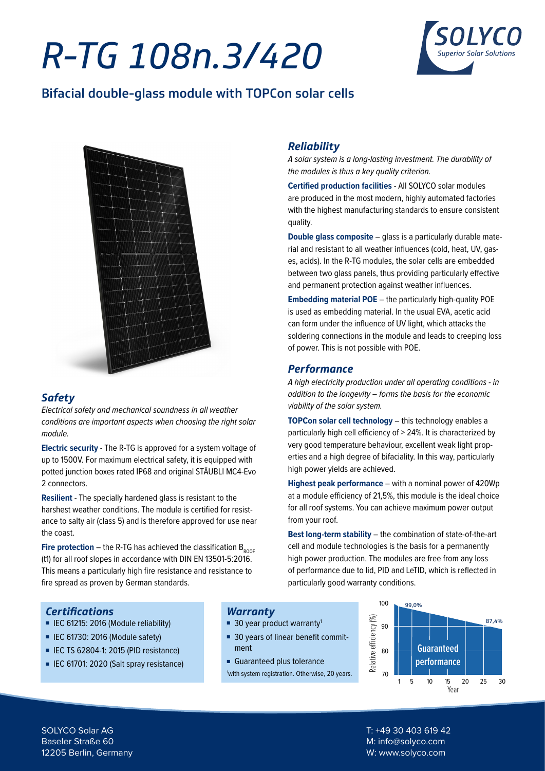# R-TG 108n.3/420

## Bifacial double-glass module with TOPCon solar cells

### *Safety*

*Electrical safety and mechanical soundness in all weather conditions are important aspects when choosing the right solar module.*

**Electric security** - The R-TG is approved for a system voltage of up to 1500V. For maximum electrical safety, it is equipped with potted junction boxes rated IP68 and original STÄUBLI MC4-Evo 2 connectors.

**Resilient** - The specially hardened glass is resistant to the harshest weather conditions. The module is certified for resistance to salty air (class 5) and is therefore approved for use near the coast.

**Fire protection** – the R-TG has achieved the classification $B_{ROOF}$ (t1) for all roof slopes in accordance with DIN EN 13501-5:2016. This means a particularly high fire resistance and resistance to fire spread as proven by German standards.

### *Reliability*

*A solar system is a long-lasting investment. The durability of the modules is thus a key quality criterion.*

**Certified production facilities** - All SOLYCO solar modules are produced in the most modern, highly automated factories with the highest manufacturing standards to ensure consistent quality.

**Double glass composite** – glass is a particularly durable material and resistant to all weather influences (cold, heat, UV, gases, acids). In the R-TG modules, the solar cells are embedded between two glass panels, thus providing particularly effective and permanent protection against weather influences.

**Embedding material POE** – the particularly high-quality POE is used as embedding material. In the usual EVA, acetic acid can form under the influence of UV light, which attacks the soldering connections in the module and leads to creeping loss of power. This is not possible with POE.

### *Performance*

*A high electricity production under all operating conditions - in addition to the longevity – forms the basis for the economic viability of the solar system.*

**TOPCon solar cell technology** – this technology enables a particularly high cell efficiency of > 24%. It is characterized by very good temperature behaviour, excellent weak light properties and a high degree of bifaciality. In this way, particularly high power yields are achieved.

**Highest peak performance** – with a nominal power of 420Wp at a module efficiency of 21,5%, this module is the ideal choice for all roof systems. You can achieve maximum power output from your roof.

**Best long-term stability** – the combination of state-of-the-art cell and module technologies is the basis for a permanently high power production. The modules are free from any loss of performance due to lid, PID and LeTID, which is reflected in particularly good warranty conditions.

### *Certifications*

- IEC 61215: 2016 (Module reliability)
- IEC 61730: 2016 (Module safety)
- IEC TS 62804-1: 2015 (PID resistance)
- IEC 61701: 2020 (Salt spray resistance)

### *Warranty*

- 30 year product warranty[1]
- 30 years of linear benefit commitment
- Guaranteed plus tolerance

[1] with system registration. Otherwise, 20 years.

Guaranteed performance: 99,0% (year 1) to 87,4% (year 30). Relative efficiency (%) vs. Year.

SOLYCO Solar AG
Baseler Straße 60
12205 Berlin, Germany

T: +49 30 403 619 42
M: info@solyco.com
W: www.solyco.com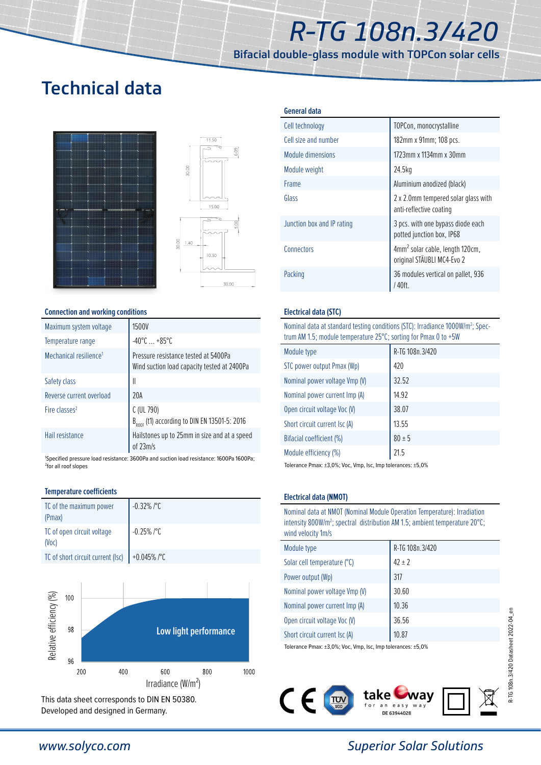# R-TG 108n.3/420

Bifacial double-glass module with TOPCon solar cells

## Technical data

11.50
6.09
30.00
15.00
5.00
30.00
1.40
10.50
30.00

### General data

| | |
|---|---|
| Cell technology | TOPCon, monocrystalline |
| Cell size and number | 182mm x 91mm; 108 pcs. |
| Module dimensions | 1723mm x 1134mm x 30mm |
| Module weight | 24.5kg |
| Frame | Aluminium anodized (black) |
| Glass | 2 x 2.0mm tempered solar glass with anti-reflective coating |
| Junction box and IP rating | 3 pcs. with one bypass diode each potted junction box, IP68 |
| Connectors | 4mm² solar cable, length 120cm, original STÄUBLI MC4-Evo 2 |
| Packing | 36 modules vertical on pallet, 936 / 40ft. |

### Connection and working conditions

| | |
|---|---|
| Maximum system voltage | 1500V |
| Temperature range | -40°C … +85°C |
| Mechanical resilience[1] | Pressure resistance tested at 5400Pa<br>Wind suction load capacity tested at 2400Pa |
| Safety class | II |
| Reverse current overload | 20A |
| Fire classes[2] | C (UL 790)<br>$B_{ROOF}$ (t1) according to DIN EN 13501-5: 2016 |
| Hail resistance | Hailstones up to 25mm in size and at a speed of 23m/s |

[1]Specified pressure load resistance: 3600Pa and suction load resistance: 1600Pa 1600Pa;
[2]for all roof slopes

### Electrical data (STC)

Nominal data at standard testing conditions (STC): Irradiance 1000W/m²; Spectrum AM 1.5; module temperature 25°C; sorting for Pmax 0 to +5W

| | |
|---|---|
| Module type | R-TG 108n.3/420 |
| STC power output Pmax (Wp) | 420 |
| Nominal power voltage Vmp (V) | 32.52 |
| Nominal power current Imp (A) | 14.92 |
| Open circuit voltage Voc (V) | 38.07 |
| Short circuit current Isc (A) | 13.55 |
| Bifacial coefficient (%) | 80 ± 5 |
| Module efficiency (%) | 21.5 |

Tolerance Pmax: ±3,0%; Voc, Vmp, Isc, Imp tolerances: ±5,0%

### Temperature coefficients

| | |
|---|---|
| TC of the maximum power (Pmax) | -0.32% /°C |
| TC of open circuit voltage (Voc) | -0.25% /°C |
| TC of short circuit current (Isc) | +0.045% /°C |

Relative efficiency (%)
100
98
96
200
400
600
800
1000
Irradiance (W/m²)
Low light performance

### Electrical data (NMOT)

Nominal data at NMOT (Nominal Module Operation Temperature): Irradiation intensity 800W/m²; spectral distribution AM 1.5; ambient temperature 20°C; wind velocity 1m/s

| | |
|---|---|
| Module type | R-TG 108n.3/420 |
| Solar cell temperature (°C) | 42 ± 2 |
| Power output (Wp) | 317 |
| Nominal power voltage Vmp (V) | 30.60 |
| Nominal power current Imp (A) | 10.36 |
| Open circuit voltage Voc (V) | 36.56 |
| Short circuit current Isc (A) | 10.87 |

Tolerance Pmax: ±3,0%; Voc, Vmp, Isc, Imp tolerances: ±5,0%

This data sheet corresponds to DIN EN 50380.
Developed and designed in Germany.

take e way for an easy way DE 63944028

R-TG 108n.3/420 Datasheet 2022-04_en

www.solyco.com

Superior Solar Solutions